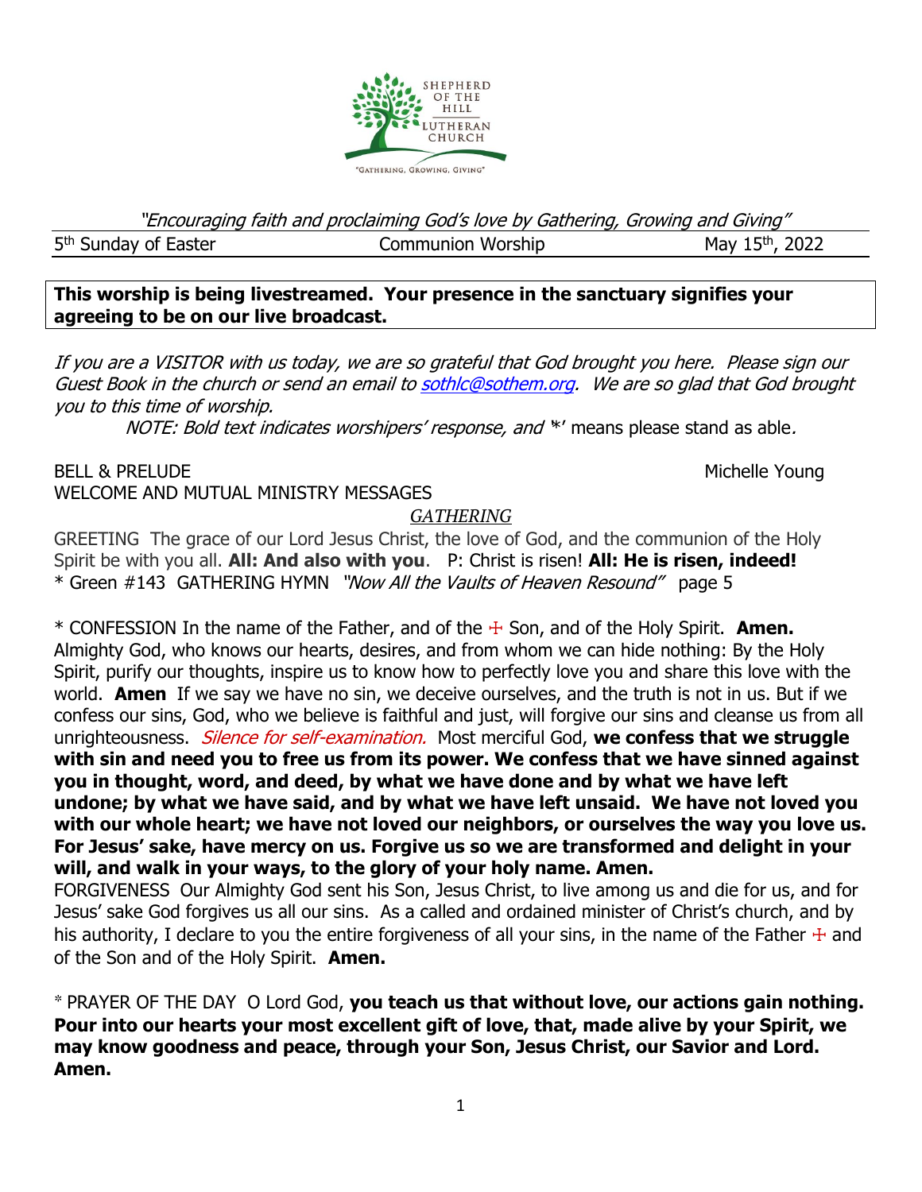SHEPHERD OF THE HILL LUTHERAN CHURCH

"GATHERING, GROWING, GIVING"

*"Encouraging faith and proclaiming God's love by Gathering, Growing and Giving"*

5th Sunday of Easter — Communion Worship — May 15th, 2022

**This worship is being livestreamed. Your presence in the sanctuary signifies your agreeing to be on our live broadcast.**

*If you are a VISITOR with us today, we are so grateful that God brought you here. Please sign our Guest Book in the church or send an email to [sothlc@sothem.org](mailto:sothlc@sothem.org). We are so glad that God brought you to this time of worship.*

*NOTE: Bold text indicates worshipers' response, and '*' means please stand as able.*

BELL & PRELUDE — Michelle Young

WELCOME AND MUTUAL MINISTRY MESSAGES

## *GATHERING*

GREETING The grace of our Lord Jesus Christ, the love of God, and the communion of the Holy Spirit be with you all. **All: And also with you**. P: Christ is risen! **All: He is risen, indeed!**

* Green #143 GATHERING HYMN *"Now All the Vaults of Heaven Resound"* page 5

* CONFESSION In the name of the Father, and of the ☩ Son, and of the Holy Spirit. **Amen.** Almighty God, who knows our hearts, desires, and from whom we can hide nothing: By the Holy Spirit, purify our thoughts, inspire us to know how to perfectly love you and share this love with the world. **Amen** If we say we have no sin, we deceive ourselves, and the truth is not in us. But if we confess our sins, God, who we believe is faithful and just, will forgive our sins and cleanse us from all unrighteousness. *Silence for self-examination.* Most merciful God, **we confess that we struggle with sin and need you to free us from its power. We confess that we have sinned against you in thought, word, and deed, by what we have done and by what we have left undone; by what we have said, and by what we have left unsaid. We have not loved you with our whole heart; we have not loved our neighbors, or ourselves the way you love us. For Jesus' sake, have mercy on us. Forgive us so we are transformed and delight in your will, and walk in your ways, to the glory of your holy name. Amen.**

FORGIVENESS Our Almighty God sent his Son, Jesus Christ, to live among us and die for us, and for Jesus' sake God forgives us all our sins. As a called and ordained minister of Christ's church, and by his authority, I declare to you the entire forgiveness of all your sins, in the name of the Father ☩ and of the Son and of the Holy Spirit. **Amen.**

* PRAYER OF THE DAY O Lord God, **you teach us that without love, our actions gain nothing. Pour into our hearts your most excellent gift of love, that, made alive by your Spirit, we may know goodness and peace, through your Son, Jesus Christ, our Savior and Lord. Amen.**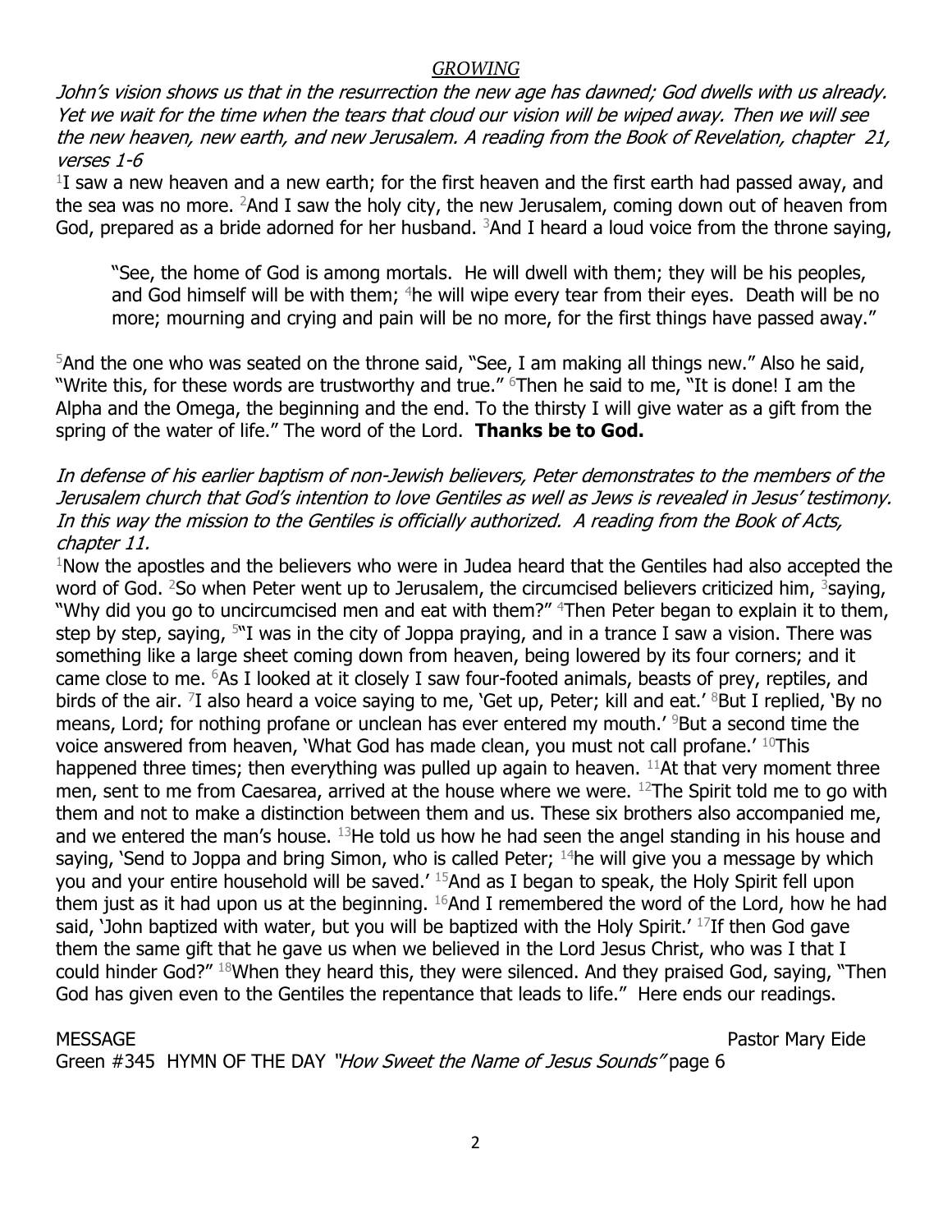*GROWING*

*John's vision shows us that in the resurrection the new age has dawned; God dwells with us already. Yet we wait for the time when the tears that cloud our vision will be wiped away. Then we will see the new heaven, new earth, and new Jerusalem. A reading from the Book of Revelation, chapter 21, verses 1-6*

[1]I saw a new heaven and a new earth; for the first heaven and the first earth had passed away, and the sea was no more. [2]And I saw the holy city, the new Jerusalem, coming down out of heaven from God, prepared as a bride adorned for her husband. [3]And I heard a loud voice from the throne saying,

> "See, the home of God is among mortals. He will dwell with them; they will be his peoples, and God himself will be with them; [4]he will wipe every tear from their eyes. Death will be no more; mourning and crying and pain will be no more, for the first things have passed away."

[5]And the one who was seated on the throne said, "See, I am making all things new." Also he said, "Write this, for these words are trustworthy and true." [6]Then he said to me, "It is done! I am the Alpha and the Omega, the beginning and the end. To the thirsty I will give water as a gift from the spring of the water of life." The word of the Lord. **Thanks be to God.**

*In defense of his earlier baptism of non-Jewish believers, Peter demonstrates to the members of the Jerusalem church that God's intention to love Gentiles as well as Jews is revealed in Jesus' testimony. In this way the mission to the Gentiles is officially authorized. A reading from the Book of Acts, chapter 11.*

[1]Now the apostles and the believers who were in Judea heard that the Gentiles had also accepted the word of God. [2]So when Peter went up to Jerusalem, the circumcised believers criticized him, [3]saying, "Why did you go to uncircumcised men and eat with them?" [4]Then Peter began to explain it to them, step by step, saying, [5]"I was in the city of Joppa praying, and in a trance I saw a vision. There was something like a large sheet coming down from heaven, being lowered by its four corners; and it came close to me. [6]As I looked at it closely I saw four-footed animals, beasts of prey, reptiles, and birds of the air. [7]I also heard a voice saying to me, 'Get up, Peter; kill and eat.' [8]But I replied, 'By no means, Lord; for nothing profane or unclean has ever entered my mouth.' [9]But a second time the voice answered from heaven, 'What God has made clean, you must not call profane.' [10]This happened three times; then everything was pulled up again to heaven. [11]At that very moment three men, sent to me from Caesarea, arrived at the house where we were. [12]The Spirit told me to go with them and not to make a distinction between them and us. These six brothers also accompanied me, and we entered the man's house. [13]He told us how he had seen the angel standing in his house and saying, 'Send to Joppa and bring Simon, who is called Peter; [14]he will give you a message by which you and your entire household will be saved.' [15]And as I began to speak, the Holy Spirit fell upon them just as it had upon us at the beginning. [16]And I remembered the word of the Lord, how he had said, 'John baptized with water, but you will be baptized with the Holy Spirit.' [17]If then God gave them the same gift that he gave us when we believed in the Lord Jesus Christ, who was I that I could hinder God?" [18]When they heard this, they were silenced. And they praised God, saying, "Then God has given even to the Gentiles the repentance that leads to life." Here ends our readings.

MESSAGE Pastor Mary Eide

Green #345 HYMN OF THE DAY *"How Sweet the Name of Jesus Sounds"* page 6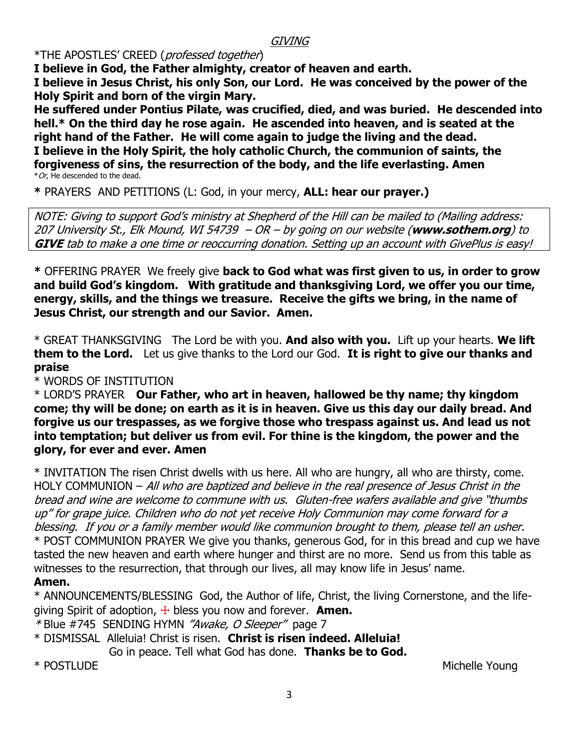*GIVING*

*THE APOSTLES' CREED (*professed together*)

**I believe in God, the Father almighty, creator of heaven and earth.**
**I believe in Jesus Christ, his only Son, our Lord. He was conceived by the power of the Holy Spirit and born of the virgin Mary.**
**He suffered under Pontius Pilate, was crucified, died, and was buried. He descended into hell.* On the third day he rose again. He ascended into heaven, and is seated at the right hand of the Father. He will come again to judge the living and the dead.**
**I believe in the Holy Spirit, the holy catholic Church, the communion of saints, the forgiveness of sins, the resurrection of the body, and the life everlasting. Amen**

**Or*, He descended to the dead.

**\*** PRAYERS AND PETITIONS (L: God, in your mercy, **ALL: hear our prayer.)**

*NOTE: Giving to support God's ministry at Shepherd of the Hill can be mailed to (Mailing address: 207 University St., Elk Mound, WI 54739 – OR – by going on our website (**www.sothem.org**) to **GIVE** tab to make a one time or reoccurring donation. Setting up an account with GivePlus is easy!*

**\*** OFFERING PRAYER We freely give **back to God what was first given to us, in order to grow and build God's kingdom. With gratitude and thanksgiving Lord, we offer you our time, energy, skills, and the things we treasure. Receive the gifts we bring, in the name of Jesus Christ, our strength and our Savior. Amen.**

\* GREAT THANKSGIVING The Lord be with you. **And also with you.** Lift up your hearts. **We lift them to the Lord.** Let us give thanks to the Lord our God. **It is right to give our thanks and praise**

\* WORDS OF INSTITUTION

\* LORD'S PRAYER **Our Father, who art in heaven, hallowed be thy name; thy kingdom come; thy will be done; on earth as it is in heaven. Give us this day our daily bread. And forgive us our trespasses, as we forgive those who trespass against us. And lead us not into temptation; but deliver us from evil. For thine is the kingdom, the power and the glory, for ever and ever. Amen**

\* INVITATION The risen Christ dwells with us here. All who are hungry, all who are thirsty, come.
HOLY COMMUNION – *All who are baptized and believe in the real presence of Jesus Christ in the bread and wine are welcome to commune with us. Gluten-free wafers available and give "thumbs up" for grape juice. Children who do not yet receive Holy Communion may come forward for a blessing. If you or a family member would like communion brought to them, please tell an usher.*

\* POST COMMUNION PRAYER We give you thanks, generous God, for in this bread and cup we have tasted the new heaven and earth where hunger and thirst are no more. Send us from this table as witnesses to the resurrection, that through our lives, all may know life in Jesus' name.
**Amen.**

\* ANNOUNCEMENTS/BLESSING God, the Author of life, Christ, the living Cornerstone, and the life-giving Spirit of adoption, ☩ bless you now and forever. **Amen.**

\* Blue #745 SENDING HYMN *"Awake, O Sleeper"* page 7

\* DISMISSAL Alleluia! Christ is risen. **Christ is risen indeed. Alleluia!**
Go in peace. Tell what God has done. **Thanks be to God.**

\* POSTLUDE Michelle Young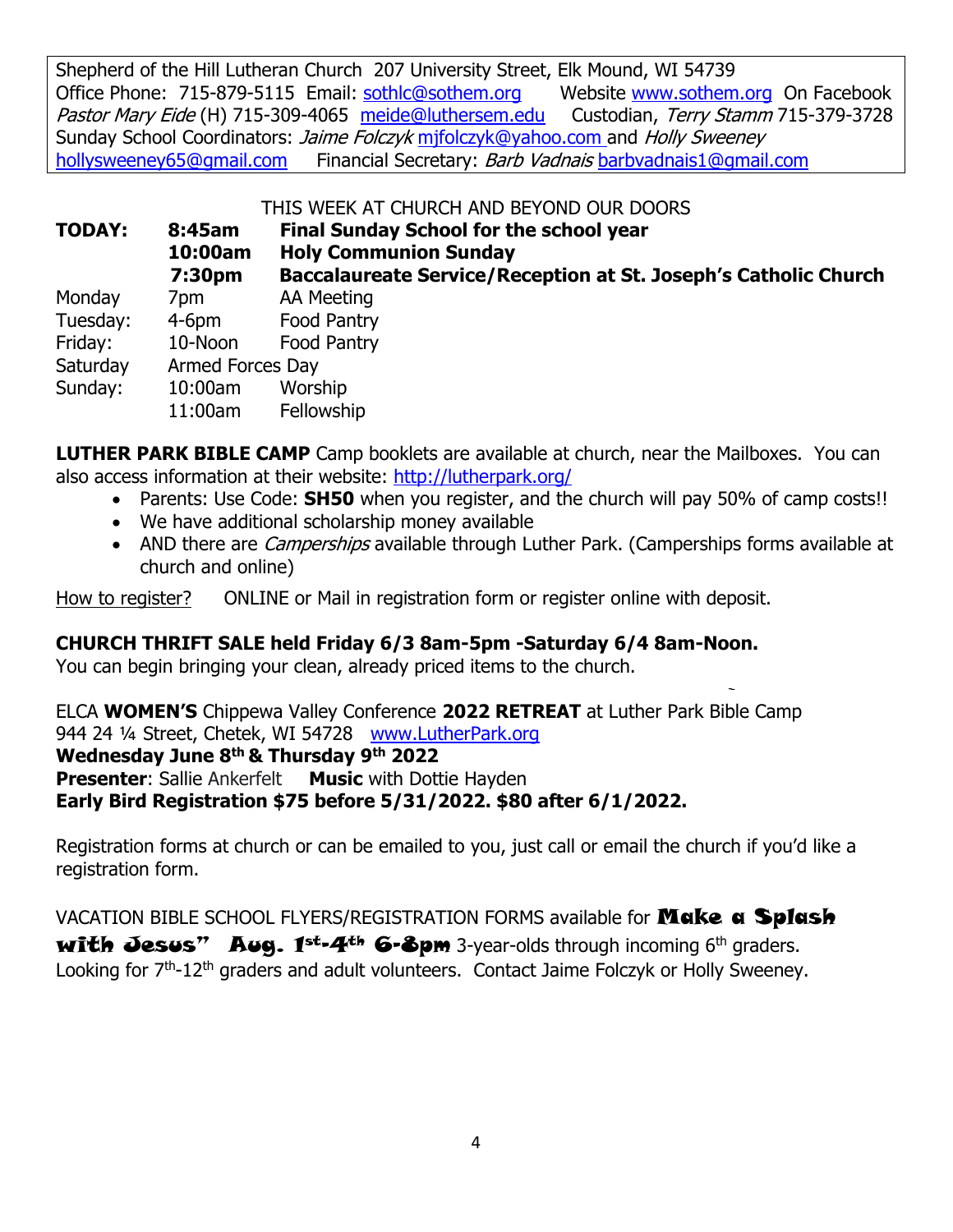Shepherd of the Hill Lutheran Church 207 University Street, Elk Mound, WI 54739
Office Phone: 715-879-5115 Email: sothlc@sothem.org Website www.sothem.org On Facebook
*Pastor Mary Eide* (H) 715-309-4065 meide@luthersem.edu Custodian, *Terry Stamm* 715-379-3728
Sunday School Coordinators: *Jaime Folczyk* mjfolczyk@yahoo.com and *Holly Sweeney* hollysweeney65@gmail.com Financial Secretary: *Barb Vadnais* barbvadnais1@gmail.com

THIS WEEK AT CHURCH AND BEYOND OUR DOORS

| | | |
|---|---|---|
| **TODAY:** | **8:45am** | **Final Sunday School for the school year** |
| | **10:00am** | **Holy Communion Sunday** |
| | **7:30pm** | **Baccalaureate Service/Reception at St. Joseph's Catholic Church** |
| Monday | 7pm | AA Meeting |
| Tuesday: | 4-6pm | Food Pantry |
| Friday: | 10-Noon | Food Pantry |
| Saturday | Armed Forces Day | |
| Sunday: | 10:00am | Worship |
| | 11:00am | Fellowship |

**LUTHER PARK BIBLE CAMP** Camp booklets are available at church, near the Mailboxes. You can also access information at their website: http://lutherpark.org/

- Parents: Use Code: **SH50** when you register, and the church will pay 50% of camp costs!!
- We have additional scholarship money available
- AND there are *Camperships* available through Luther Park. (Camperships forms available at church and online)

How to register? ONLINE or Mail in registration form or register online with deposit.

**CHURCH THRIFT SALE held Friday 6/3 8am-5pm -Saturday 6/4 8am-Noon.**
You can begin bringing your clean, already priced items to the church.

ELCA **WOMEN'S** Chippewa Valley Conference **2022 RETREAT** at Luther Park Bible Camp
944 24 ¼ Street, Chetek, WI 54728 www.LutherPark.org
**Wednesday June 8th & Thursday 9th 2022**
**Presenter**: Sallie Ankerfelt **Music** with Dottie Hayden
**Early Bird Registration $75 before 5/31/2022. $80 after 6/1/2022.**

Registration forms at church or can be emailed to you, just call or email the church if you'd like a registration form.

VACATION BIBLE SCHOOL FLYERS/REGISTRATION FORMS available for **Make a Splash with Jesus" Aug. 1st-4th 6-8pm** 3-year-olds through incoming 6th graders. Looking for 7th-12th graders and adult volunteers. Contact Jaime Folczyk or Holly Sweeney.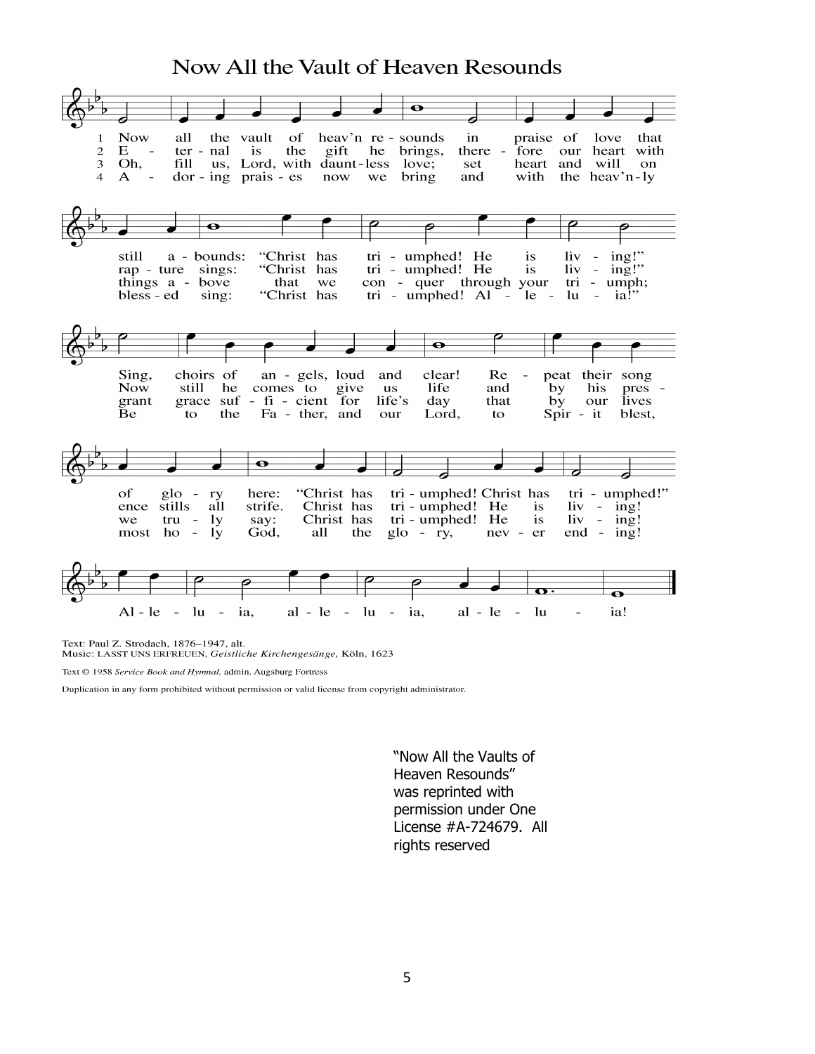# Now All the Vault of Heaven Resounds

1 Now all the vault of heav'n resounds in praise of love that still abounds: "Christ has triumphed! He is living!" Sing, choirs of angels, loud and clear! Repeat their song of glory here: "Christ has triumphed! Christ has triumphed!" Alleluia, alleluia, alleluia!

2 Eternal is the gift he brings, therefore our heart with rapture sings: "Christ has triumphed! He is living!" Now still he comes to give us life and by his presence stills all strife. Christ has triumphed! He is living! Alleluia, alleluia, alleluia!

3 Oh, fill us, Lord, with dauntless love; set heart and will on things above that we conquer through your triumph; grant grace sufficient for life's day that by our lives we truly say: Christ has triumphed! He is living! Alleluia, alleluia, alleluia!

4 Adoring praises now we bring and with the heav'nly blessed sing: "Christ has triumphed! Alleluia!" Be to the Father, and our Lord, to Spirit blest, most holy God, all the glory, never ending! Alleluia, alleluia, alleluia!

Text: Paul Z. Strodach, 1876–1947, alt.
Music: LASST UNS ERFREUEN, *Geistliche Kirchengesänge,* Köln, 1623

Text © 1958 *Service Book and Hymnal,* admin. Augsburg Fortress

Duplication in any form prohibited without permission or valid license from copyright administrator.

"Now All the Vaults of Heaven Resounds" was reprinted with permission under One License #A-724679. All rights reserved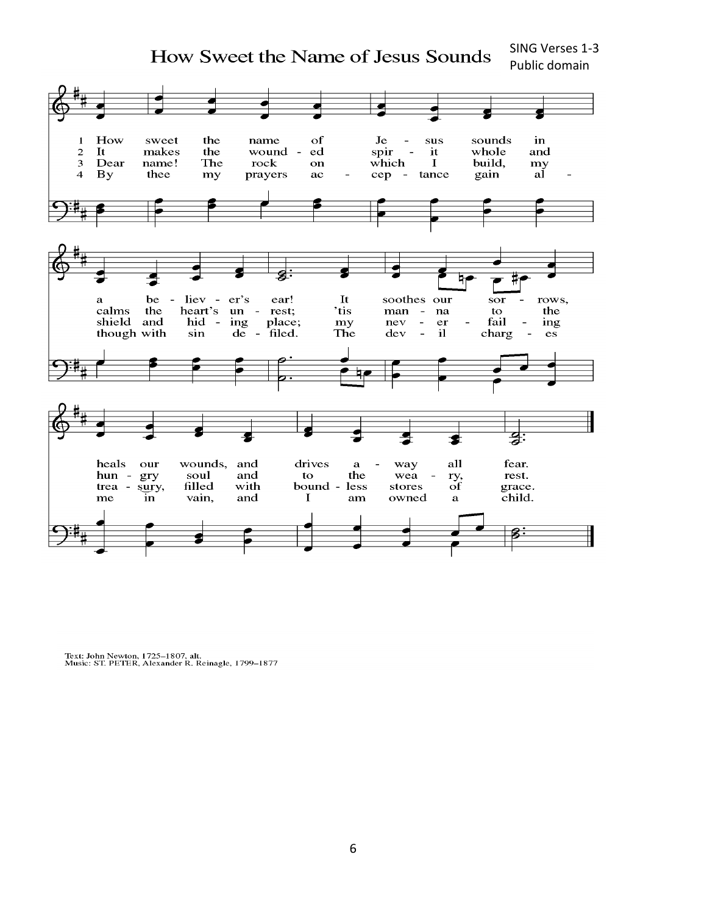# How Sweet the Name of Jesus Sounds

SING Verses 1-3
Public domain

1 How sweet the name of Je - sus sounds in a be - liev - er's ear! It soothes our sor - rows, heals our wounds, and drives a - way all fear.

2 It makes the wound - ed spir - it whole and calms the heart's un - rest; 'tis man - na to the hun - gry soul and to the wea - ry, rest.

3 Dear name! The rock on which I build, my shield and hid - ing place; my nev - er - fail - ing trea - sury, filled with bound - less stores of grace.

4 By thee my prayers ac - cep - tance gain al - though with sin de - filed. The dev - il charg - es me in vain, and I am owned a child.

Text: John Newton, 1725–1807, alt.
Music: ST. PETER, Alexander R. Reinagle, 1799–1877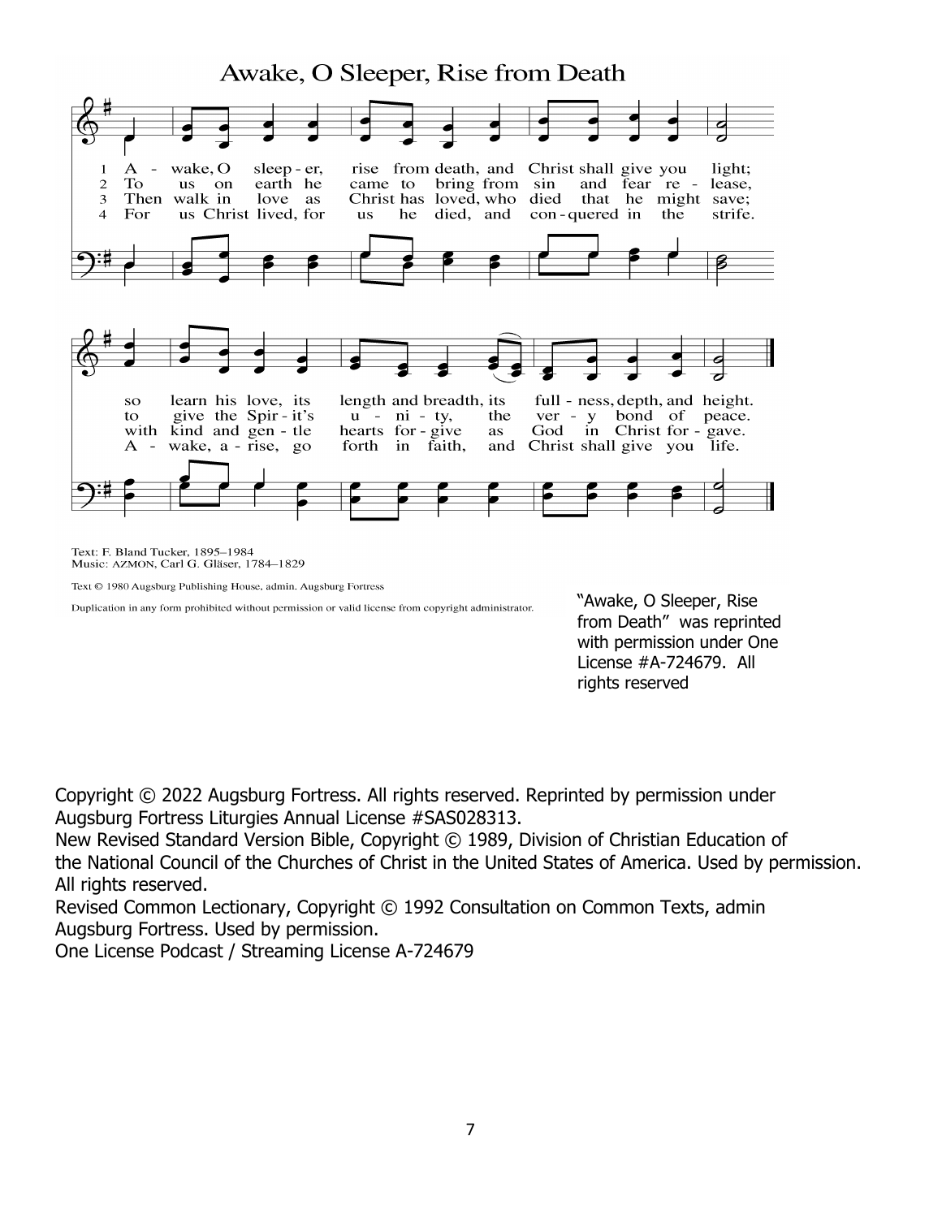# Awake, O Sleeper, Rise from Death

1 A - wake, O sleep - er, rise from death, and Christ shall give you light;
so learn his love, its length and breadth, its full - ness, depth, and height.

2 To us on earth he came to bring from sin and fear re - lease,
to give the Spir - it's u - ni - ty, the ver - y bond of peace.

3 Then walk in love as Christ has loved, who died that he might save;
with kind and gen - tle hearts for - give as God in Christ for - gave.

4 For us Christ lived, for us he died, and con - quered in the strife.
A - wake, a - rise, go forth in faith, and Christ shall give you life.

Text: F. Bland Tucker, 1895–1984
Music: AZMON, Carl G. Gläser, 1784–1829

Text © 1980 Augsburg Publishing House, admin. Augsburg Fortress

Duplication in any form prohibited without permission or valid license from copyright administrator.

"Awake, O Sleeper, Rise from Death" was reprinted with permission under One License #A-724679. All rights reserved

Copyright © 2022 Augsburg Fortress. All rights reserved. Reprinted by permission under Augsburg Fortress Liturgies Annual License #SAS028313.
New Revised Standard Version Bible, Copyright © 1989, Division of Christian Education of the National Council of the Churches of Christ in the United States of America. Used by permission. All rights reserved.
Revised Common Lectionary, Copyright © 1992 Consultation on Common Texts, admin Augsburg Fortress. Used by permission.
One License Podcast / Streaming License A-724679